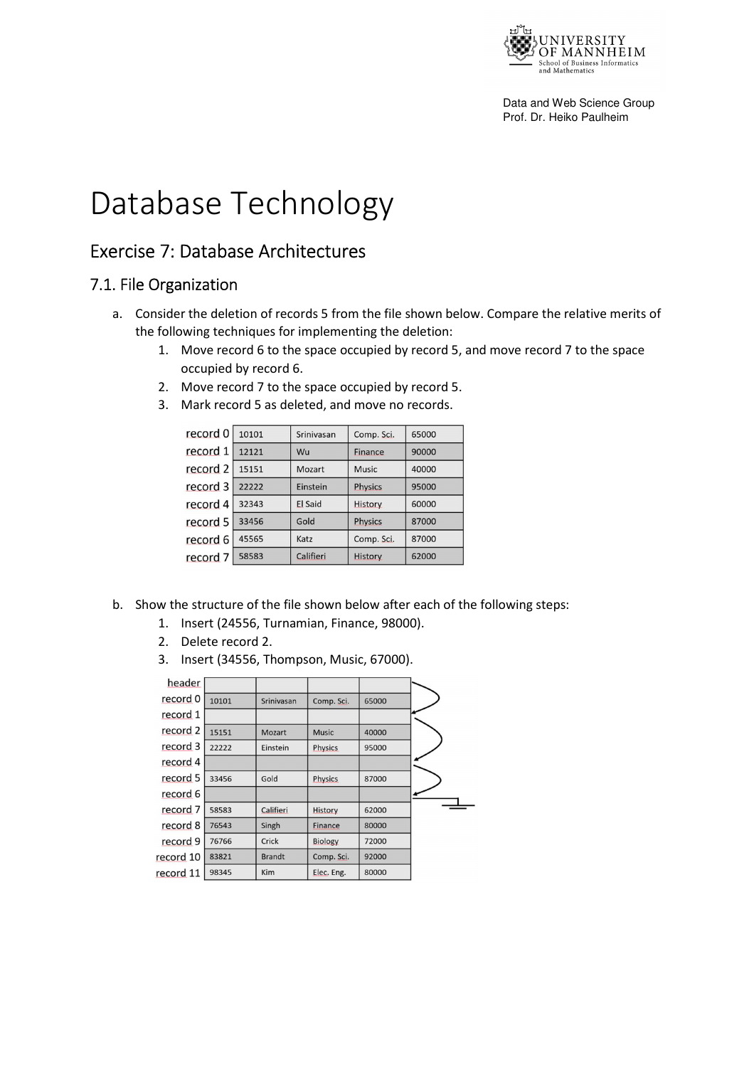Data and Web Science Group
Prof. Dr. Heiko Paulheim

# Database Technology

## Exercise 7: Database Architectures

### 7.1. File Organization

a. Consider the deletion of records 5 from the file shown below. Compare the relative merits of the following techniques for implementing the deletion:

1. Move record 6 to the space occupied by record 5, and move record 7 to the space occupied by record 6.
2. Move record 7 to the space occupied by record 5.
3. Mark record 5 as deleted, and move no records.

| | | | | |
|---|---|---|---|---|
| record 0 | 10101 | Srinivasan | Comp. Sci. | 65000 |
| record 1 | 12121 | Wu | Finance | 90000 |
| record 2 | 15151 | Mozart | Music | 40000 |
| record 3 | 22222 | Einstein | Physics | 95000 |
| record 4 | 32343 | El Said | History | 60000 |
| record 5 | 33456 | Gold | Physics | 87000 |
| record 6 | 45565 | Katz | Comp. Sci. | 87000 |
| record 7 | 58583 | Califieri | History | 62000 |

b. Show the structure of the file shown below after each of the following steps:

1. Insert (24556, Turnamian, Finance, 98000).
2. Delete record 2.
3. Insert (34556, Thompson, Music, 67000).

| | | | | |
|---|---|---|---|---|
| header | | | | |
| record 0 | 10101 | Srinivasan | Comp. Sci. | 65000 |
| record 1 | | | | |
| record 2 | 15151 | Mozart | Music | 40000 |
| record 3 | 22222 | Einstein | Physics | 95000 |
| record 4 | | | | |
| record 5 | 33456 | Gold | Physics | 87000 |
| record 6 | | | | |
| record 7 | 58583 | Califieri | History | 62000 |
| record 8 | 76543 | Singh | Finance | 80000 |
| record 9 | 76766 | Crick | Biology | 72000 |
| record 10 | 83821 | Brandt | Comp. Sci. | 92000 |
| record 11 | 98345 | Kim | Elec. Eng. | 80000 |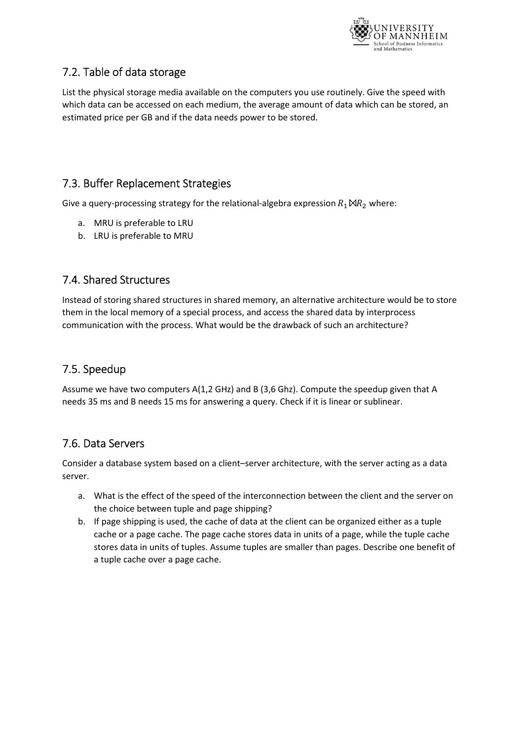## 7.2. Table of data storage

List the physical storage media available on the computers you use routinely. Give the speed with which data can be accessed on each medium, the average amount of data which can be stored, an estimated price per GB and if the data needs power to be stored.

## 7.3. Buffer Replacement Strategies

Give a query-processing strategy for the relational-algebra expression $R_1 \bowtie R_2$ where:

a. MRU is preferable to LRU
b. LRU is preferable to MRU

## 7.4. Shared Structures

Instead of storing shared structures in shared memory, an alternative architecture would be to store them in the local memory of a special process, and access the shared data by interprocess communication with the process. What would be the drawback of such an architecture?

## 7.5. Speedup

Assume we have two computers A(1,2 GHz) and B (3,6 Ghz). Compute the speedup given that A needs 35 ms and B needs 15 ms for answering a query. Check if it is linear or sublinear.

## 7.6. Data Servers

Consider a database system based on a client–server architecture, with the server acting as a data server.

a. What is the effect of the speed of the interconnection between the client and the server on the choice between tuple and page shipping?
b. If page shipping is used, the cache of data at the client can be organized either as a tuple cache or a page cache. The page cache stores data in units of a page, while the tuple cache stores data in units of tuples. Assume tuples are smaller than pages. Describe one benefit of a tuple cache over a page cache.